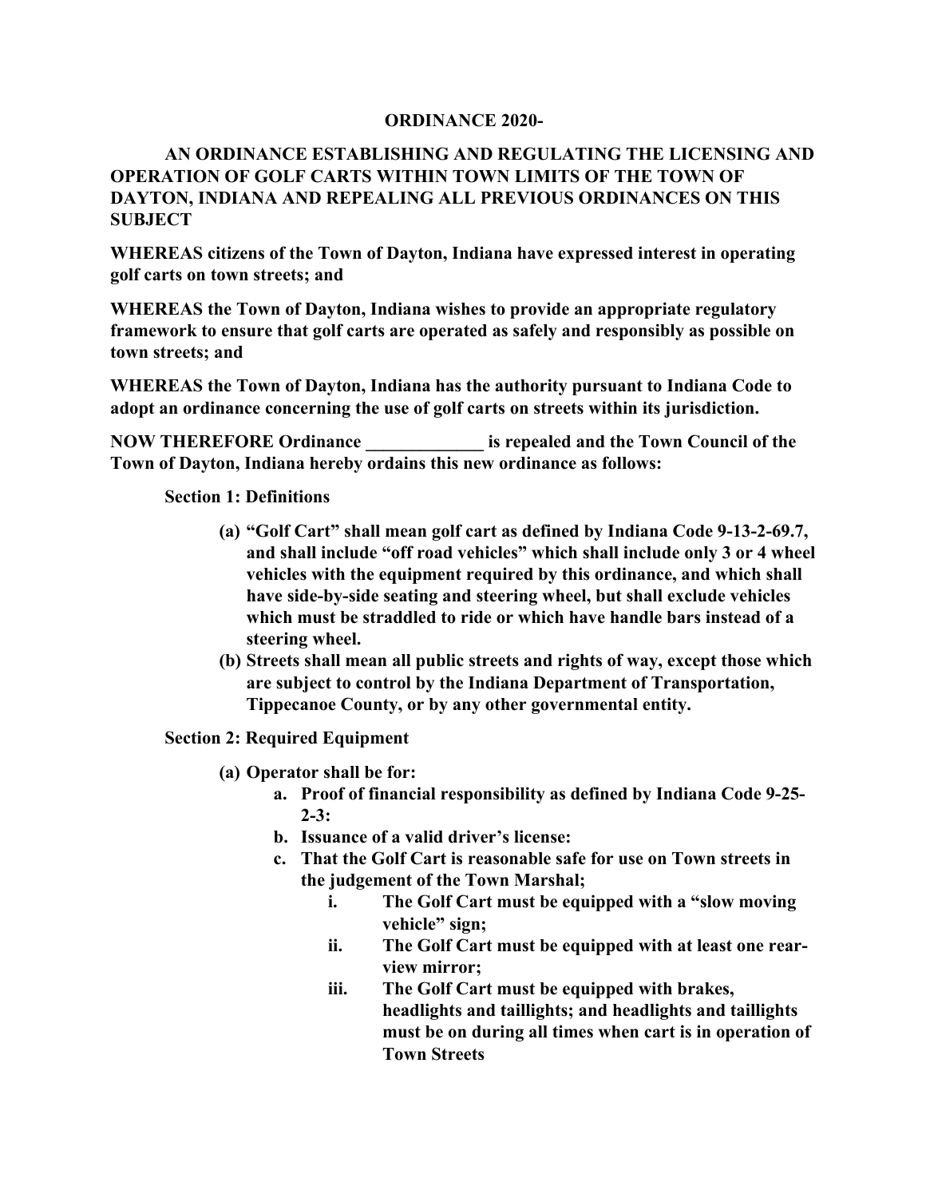**ORDINANCE 2020-**

**AN ORDINANCE ESTABLISHING AND REGULATING THE LICENSING AND OPERATION OF GOLF CARTS WITHIN TOWN LIMITS OF THE TOWN OF DAYTON, INDIANA AND REPEALING ALL PREVIOUS ORDINANCES ON THIS SUBJECT**

**WHEREAS citizens of the Town of Dayton, Indiana have expressed interest in operating golf carts on town streets; and**

**WHEREAS the Town of Dayton, Indiana wishes to provide an appropriate regulatory framework to ensure that golf carts are operated as safely and responsibly as possible on town streets; and**

**WHEREAS the Town of Dayton, Indiana has the authority pursuant to Indiana Code to adopt an ordinance concerning the use of golf carts on streets within its jurisdiction.**

**NOW THEREFORE Ordinance _____________ is repealed and the Town Council of the Town of Dayton, Indiana hereby ordains this new ordinance as follows:**

**Section 1: Definitions**

- **(a) "Golf Cart" shall mean golf cart as defined by Indiana Code 9-13-2-69.7, and shall include "off road vehicles" which shall include only 3 or 4 wheel vehicles with the equipment required by this ordinance, and which shall have side-by-side seating and steering wheel, but shall exclude vehicles which must be straddled to ride or which have handle bars instead of a steering wheel.**
- **(b) Streets shall mean all public streets and rights of way, except those which are subject to control by the Indiana Department of Transportation, Tippecanoe County, or by any other governmental entity.**

**Section 2: Required Equipment**

- **(a) Operator shall be for:**
  - **a. Proof of financial responsibility as defined by Indiana Code 9-25-2-3:**
  - **b. Issuance of a valid driver's license:**
  - **c. That the Golf Cart is reasonable safe for use on Town streets in the judgement of the Town Marshal;**
    - **i. The Golf Cart must be equipped with a "slow moving vehicle" sign;**
    - **ii. The Golf Cart must be equipped with at least one rear-view mirror;**
    - **iii. The Golf Cart must be equipped with brakes, headlights and taillights; and headlights and taillights must be on during all times when cart is in operation of Town Streets**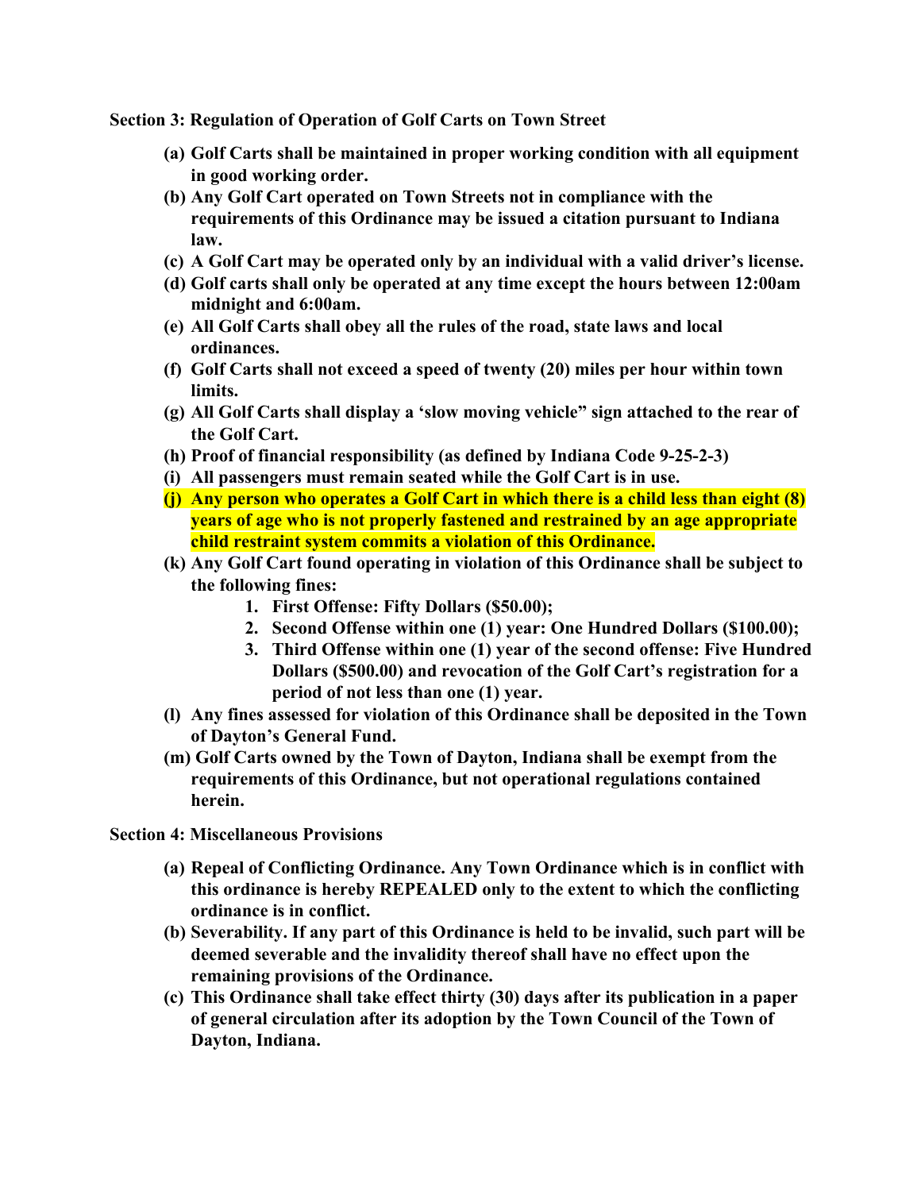**Section 3: Regulation of Operation of Golf Carts on Town Street**

**(a) Golf Carts shall be maintained in proper working condition with all equipment in good working order.**

**(b) Any Golf Cart operated on Town Streets not in compliance with the requirements of this Ordinance may be issued a citation pursuant to Indiana law.**

**(c) A Golf Cart may be operated only by an individual with a valid driver's license.**

**(d) Golf carts shall only be operated at any time except the hours between 12:00am midnight and 6:00am.**

**(e) All Golf Carts shall obey all the rules of the road, state laws and local ordinances.**

**(f) Golf Carts shall not exceed a speed of twenty (20) miles per hour within town limits.**

**(g) All Golf Carts shall display a 'slow moving vehicle" sign attached to the rear of the Golf Cart.**

**(h) Proof of financial responsibility (as defined by Indiana Code 9-25-2-3)**

**(i) All passengers must remain seated while the Golf Cart is in use.**

**(j) Any person who operates a Golf Cart in which there is a child less than eight (8) years of age who is not properly fastened and restrained by an age appropriate child restraint system commits a violation of this Ordinance.**

**(k) Any Golf Cart found operating in violation of this Ordinance shall be subject to the following fines:**

1. **First Offense: Fifty Dollars ($50.00);**
2. **Second Offense within one (1) year: One Hundred Dollars ($100.00);**
3. **Third Offense within one (1) year of the second offense: Five Hundred Dollars ($500.00) and revocation of the Golf Cart's registration for a period of not less than one (1) year.**

**(l) Any fines assessed for violation of this Ordinance shall be deposited in the Town of Dayton's General Fund.**

**(m) Golf Carts owned by the Town of Dayton, Indiana shall be exempt from the requirements of this Ordinance, but not operational regulations contained herein.**

**Section 4: Miscellaneous Provisions**

**(a) Repeal of Conflicting Ordinance. Any Town Ordinance which is in conflict with this ordinance is hereby REPEALED only to the extent to which the conflicting ordinance is in conflict.**

**(b) Severability. If any part of this Ordinance is held to be invalid, such part will be deemed severable and the invalidity thereof shall have no effect upon the remaining provisions of the Ordinance.**

**(c) This Ordinance shall take effect thirty (30) days after its publication in a paper of general circulation after its adoption by the Town Council of the Town of Dayton, Indiana.**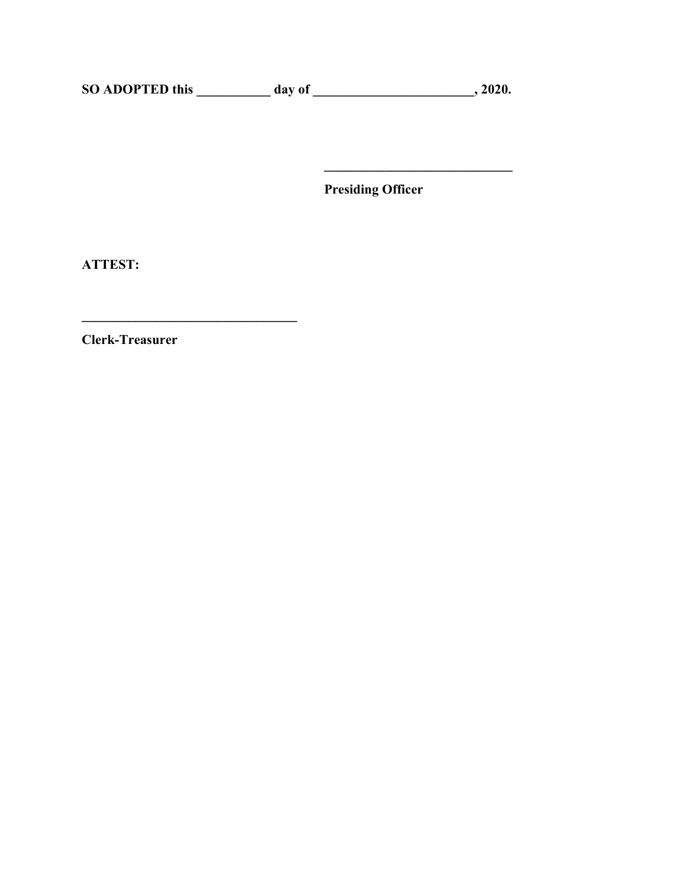**SO ADOPTED this ___________ day of ________________________, 2020.**

_____________________________

**Presiding Officer**

**ATTEST:**

_________________________________

**Clerk-Treasurer**